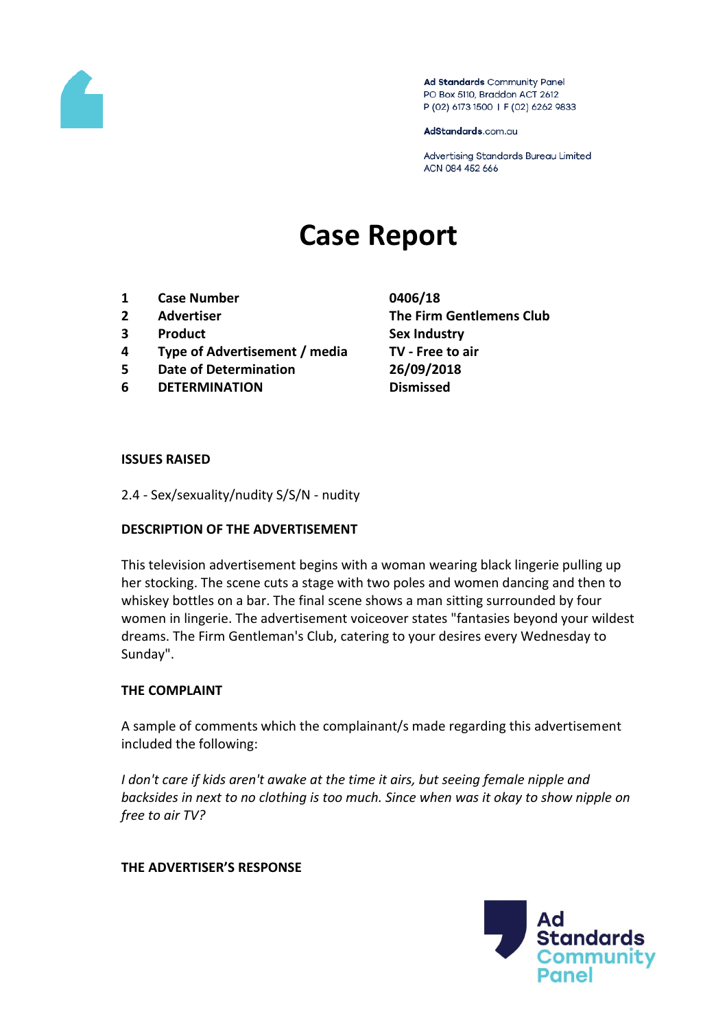Ad Standards Community Panel
PO Box 5110, Braddon ACT 2612
P (02) 6173 1500 | F (02) 6262 9833

AdStandards.com.au

Advertising Standards Bureau Limited
ACN 084 452 666

# Case Report

| | | |
|---|---|---|
| 1 | Case Number | 0406/18 |
| 2 | Advertiser | The Firm Gentlemens Club |
| 3 | Product | Sex Industry |
| 4 | Type of Advertisement / media | TV - Free to air |
| 5 | Date of Determination | 26/09/2018 |
| 6 | DETERMINATION | Dismissed |

**ISSUES RAISED**

2.4 - Sex/sexuality/nudity S/S/N - nudity

**DESCRIPTION OF THE ADVERTISEMENT**

This television advertisement begins with a woman wearing black lingerie pulling up her stocking. The scene cuts a stage with two poles and women dancing and then to whiskey bottles on a bar. The final scene shows a man sitting surrounded by four women in lingerie. The advertisement voiceover states "fantasies beyond your wildest dreams. The Firm Gentleman's Club, catering to your desires every Wednesday to Sunday".

**THE COMPLAINT**

A sample of comments which the complainant/s made regarding this advertisement included the following:

*I don't care if kids aren't awake at the time it airs, but seeing female nipple and backsides in next to no clothing is too much. Since when was it okay to show nipple on free to air TV?*

**THE ADVERTISER'S RESPONSE**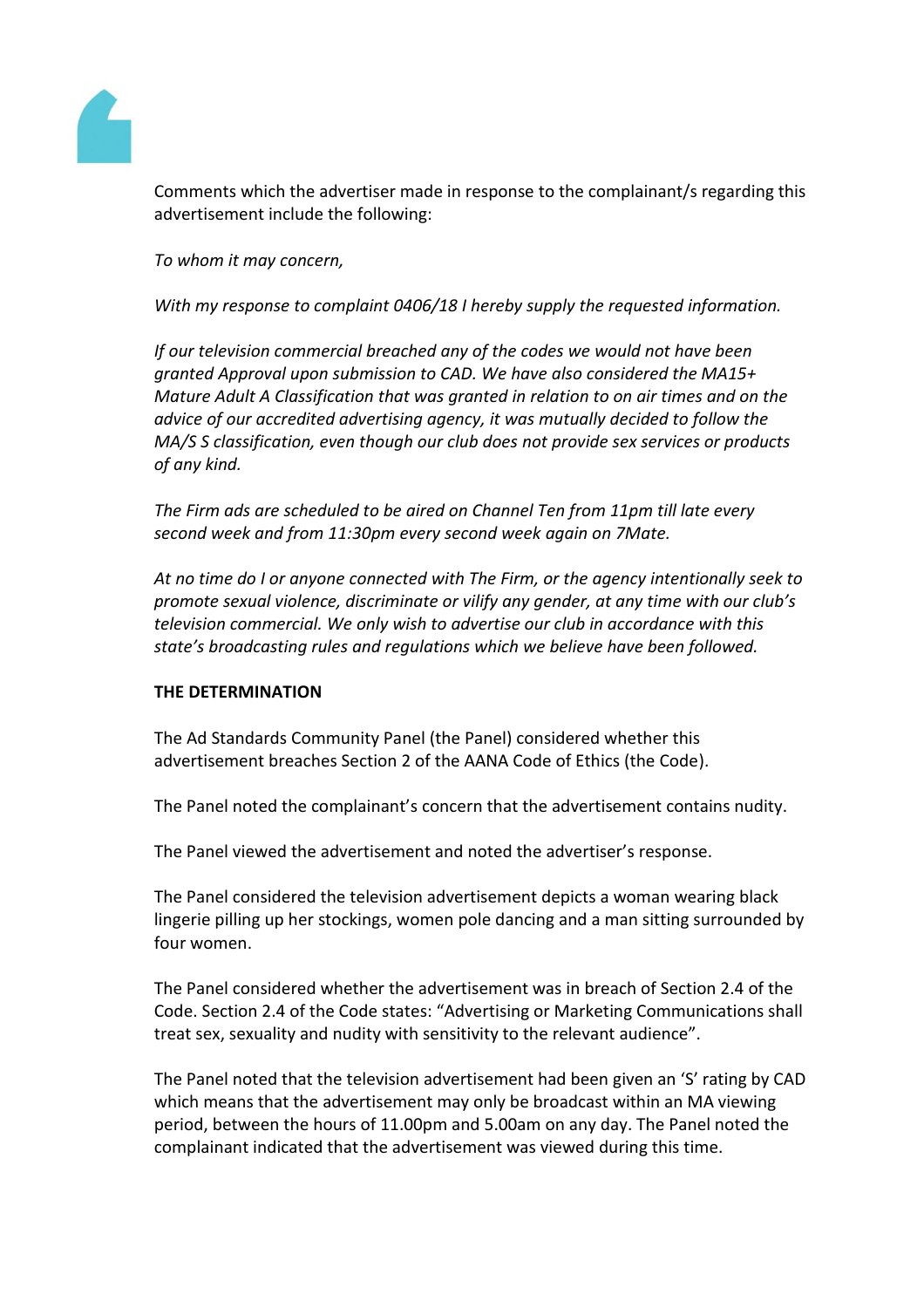Comments which the advertiser made in response to the complainant/s regarding this advertisement include the following:

*To whom it may concern,*

*With my response to complaint 0406/18 I hereby supply the requested information.*

*If our television commercial breached any of the codes we would not have been granted Approval upon submission to CAD. We have also considered the MA15+ Mature Adult A Classification that was granted in relation to on air times and on the advice of our accredited advertising agency, it was mutually decided to follow the MA/S S classification, even though our club does not provide sex services or products of any kind.*

*The Firm ads are scheduled to be aired on Channel Ten from 11pm till late every second week and from 11:30pm every second week again on 7Mate.*

*At no time do I or anyone connected with The Firm, or the agency intentionally seek to promote sexual violence, discriminate or vilify any gender, at any time with our club's television commercial. We only wish to advertise our club in accordance with this state's broadcasting rules and regulations which we believe have been followed.*

**THE DETERMINATION**

The Ad Standards Community Panel (the Panel) considered whether this advertisement breaches Section 2 of the AANA Code of Ethics (the Code).

The Panel noted the complainant's concern that the advertisement contains nudity.

The Panel viewed the advertisement and noted the advertiser's response.

The Panel considered the television advertisement depicts a woman wearing black lingerie pilling up her stockings, women pole dancing and a man sitting surrounded by four women.

The Panel considered whether the advertisement was in breach of Section 2.4 of the Code. Section 2.4 of the Code states: "Advertising or Marketing Communications shall treat sex, sexuality and nudity with sensitivity to the relevant audience".

The Panel noted that the television advertisement had been given an 'S' rating by CAD which means that the advertisement may only be broadcast within an MA viewing period, between the hours of 11.00pm and 5.00am on any day. The Panel noted the complainant indicated that the advertisement was viewed during this time.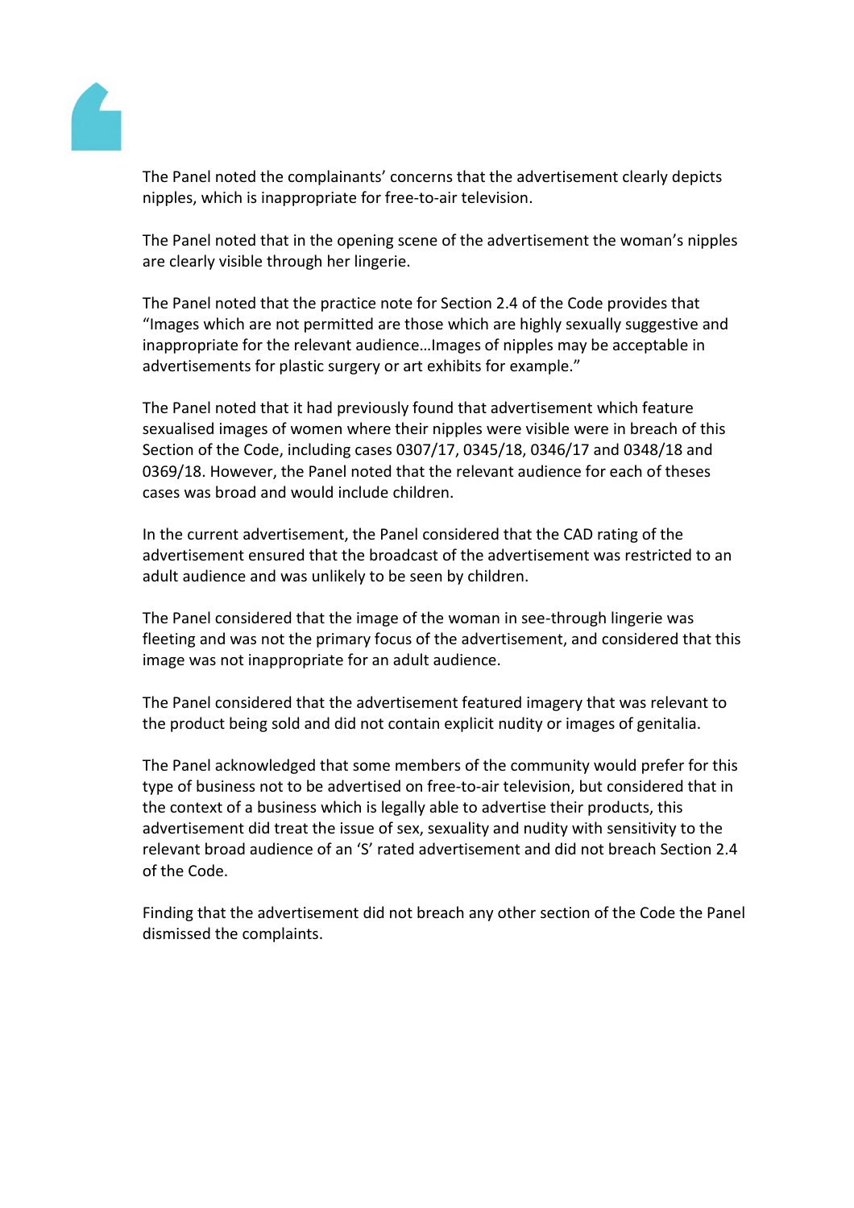The Panel noted the complainants' concerns that the advertisement clearly depicts nipples, which is inappropriate for free-to-air television.

The Panel noted that in the opening scene of the advertisement the woman's nipples are clearly visible through her lingerie.

The Panel noted that the practice note for Section 2.4 of the Code provides that "Images which are not permitted are those which are highly sexually suggestive and inappropriate for the relevant audience…Images of nipples may be acceptable in advertisements for plastic surgery or art exhibits for example."

The Panel noted that it had previously found that advertisement which feature sexualised images of women where their nipples were visible were in breach of this Section of the Code, including cases 0307/17, 0345/18, 0346/17 and 0348/18 and 0369/18. However, the Panel noted that the relevant audience for each of theses cases was broad and would include children.

In the current advertisement, the Panel considered that the CAD rating of the advertisement ensured that the broadcast of the advertisement was restricted to an adult audience and was unlikely to be seen by children.

The Panel considered that the image of the woman in see-through lingerie was fleeting and was not the primary focus of the advertisement, and considered that this image was not inappropriate for an adult audience.

The Panel considered that the advertisement featured imagery that was relevant to the product being sold and did not contain explicit nudity or images of genitalia.

The Panel acknowledged that some members of the community would prefer for this type of business not to be advertised on free-to-air television, but considered that in the context of a business which is legally able to advertise their products, this advertisement did treat the issue of sex, sexuality and nudity with sensitivity to the relevant broad audience of an 'S' rated advertisement and did not breach Section 2.4 of the Code.

Finding that the advertisement did not breach any other section of the Code the Panel dismissed the complaints.